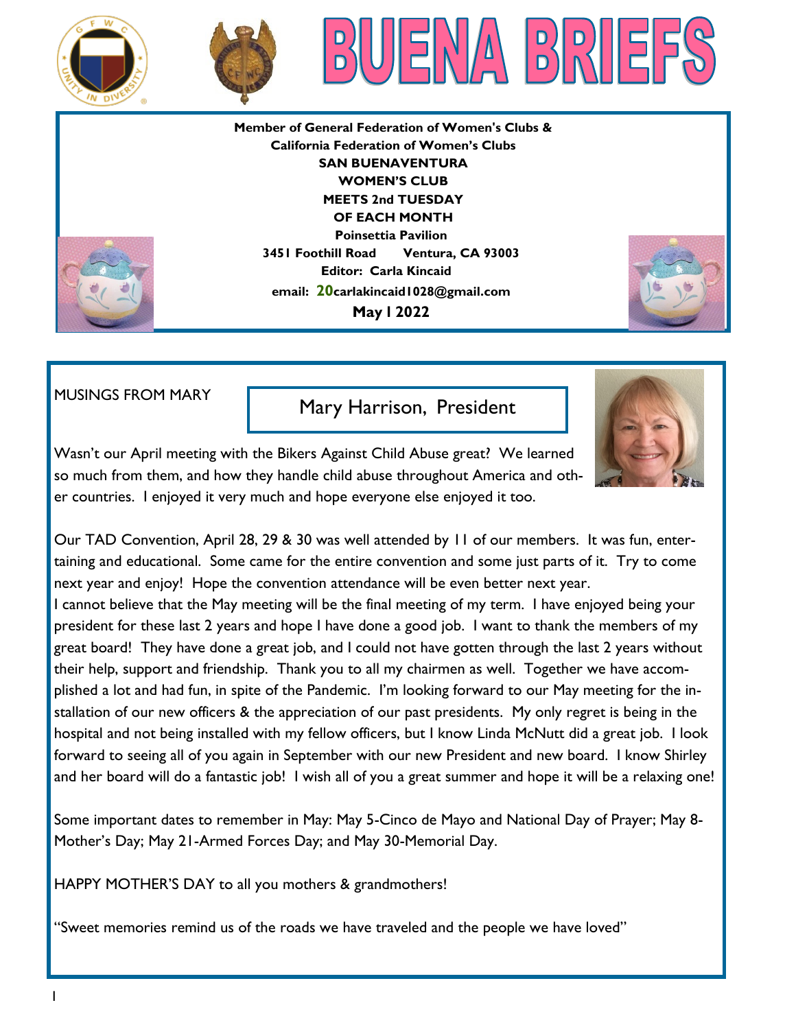# BUENA BRIEFS

**Member of General Federation of Women's Clubs &**
**California Federation of Women's Clubs**
**SAN BUENAVENTURA**
**WOMEN'S CLUB**
**MEETS 2nd TUESDAY**
**OF EACH MONTH**
**Poinsettia Pavilion**
**3451 Foothill Road Ventura, CA 93003**
**Editor: Carla Kincaid**
**email: 20carlakincaid1028@gmail.com**
**May 1 2022**

## MUSINGS FROM MARY

### Mary Harrison, President

Wasn't our April meeting with the Bikers Against Child Abuse great? We learned so much from them, and how they handle child abuse throughout America and other countries. I enjoyed it very much and hope everyone else enjoyed it too.

Our TAD Convention, April 28, 29 & 30 was well attended by 11 of our members. It was fun, entertaining and educational. Some came for the entire convention and some just parts of it. Try to come next year and enjoy! Hope the convention attendance will be even better next year.

I cannot believe that the May meeting will be the final meeting of my term. I have enjoyed being your president for these last 2 years and hope I have done a good job. I want to thank the members of my great board! They have done a great job, and I could not have gotten through the last 2 years without their help, support and friendship. Thank you to all my chairmen as well. Together we have accomplished a lot and had fun, in spite of the Pandemic. I'm looking forward to our May meeting for the installation of our new officers & the appreciation of our past presidents. My only regret is being in the hospital and not being installed with my fellow officers, but I know Linda McNutt did a great job. I look forward to seeing all of you again in September with our new President and new board. I know Shirley and her board will do a fantastic job! I wish all of you a great summer and hope it will be a relaxing one!

Some important dates to remember in May: May 5-Cinco de Mayo and National Day of Prayer; May 8-Mother's Day; May 21-Armed Forces Day; and May 30-Memorial Day.

HAPPY MOTHER'S DAY to all you mothers & grandmothers!

"Sweet memories remind us of the roads we have traveled and the people we have loved"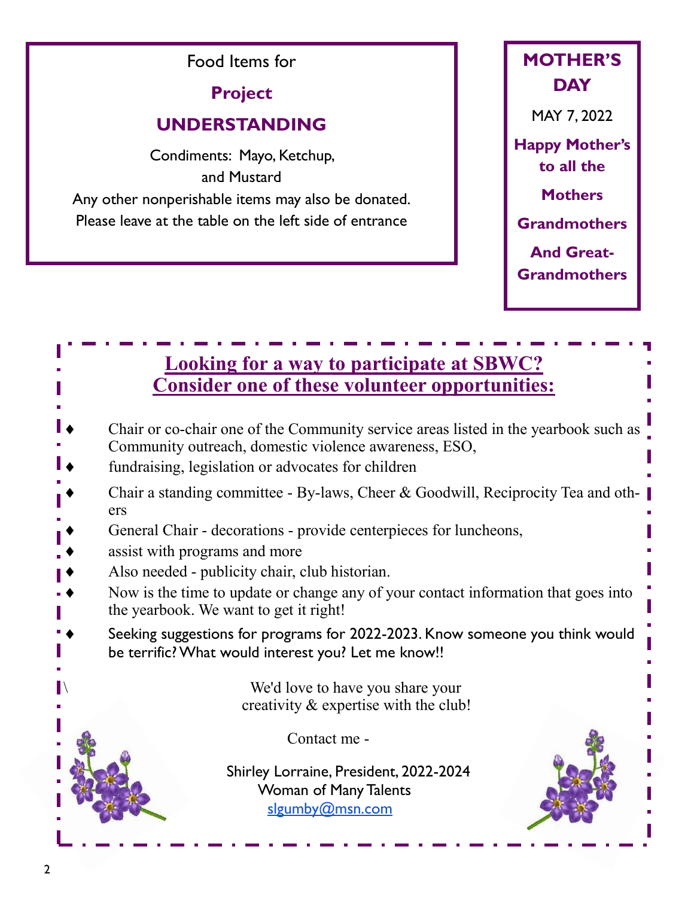Food Items for

**Project**

## UNDERSTANDING

Condiments: Mayo, Ketchup, and Mustard

Any other nonperishable items may also be donated.
Please leave at the table on the left side of entrance

## MOTHER'S DAY

MAY 7, 2022

**Happy Mother's to all the**

**Mothers**

**Grandmothers**

**And Great-Grandmothers**

## Looking for a way to participate at SBWC? Consider one of these volunteer opportunities:

- Chair or co-chair one of the Community service areas listed in the yearbook such as Community outreach, domestic violence awareness, ESO,
- fundraising, legislation or advocates for children
- Chair a standing committee - By-laws, Cheer & Goodwill, Reciprocity Tea and others
- General Chair - decorations - provide centerpieces for luncheons,
- assist with programs and more
- Also needed - publicity chair, club historian.
- Now is the time to update or change any of your contact information that goes into the yearbook. We want to get it right!
- Seeking suggestions for programs for 2022-2023. Know someone you think would be terrific? What would interest you? Let me know!!

We'd love to have you share your creativity & expertise with the club!

Contact me -

Shirley Lorraine, President, 2022-2024
Woman of Many Talents
slgumby@msn.com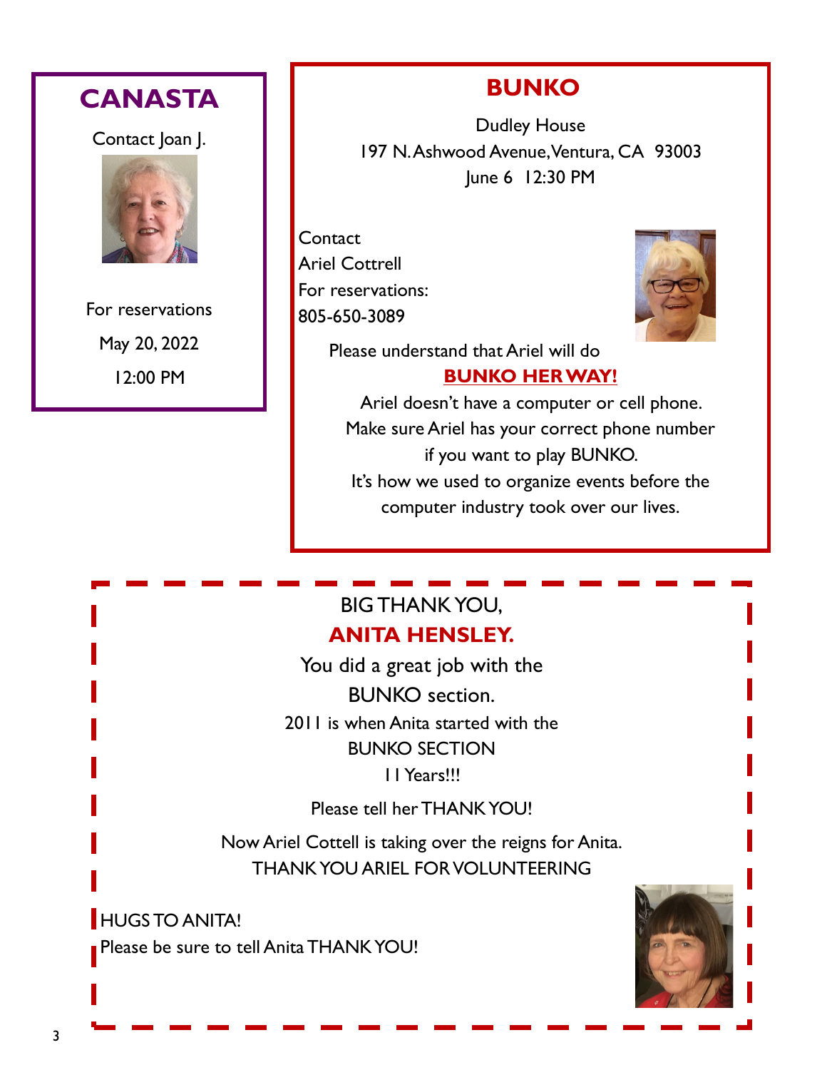## CANASTA

Contact Joan J.

For reservations

May 20, 2022

12:00 PM

## BUNKO

Dudley House

197 N. Ashwood Avenue, Ventura, CA 93003

June 6 12:30 PM

Contact

Ariel Cottrell

For reservations:

805-650-3089

Please understand that Ariel will do

**BUNKO HER WAY!**

Ariel doesn't have a computer or cell phone.

Make sure Ariel has your correct phone number if you want to play BUNKO.

It's how we used to organize events before the computer industry took over our lives.

BIG THANK YOU,

**ANITA HENSLEY.**

You did a great job with the BUNKO section.

2011 is when Anita started with the BUNKO SECTION

11 Years!!!

Please tell her THANK YOU!

Now Ariel Cottell is taking over the reigns for Anita.

THANK YOU ARIEL FOR VOLUNTEERING

HUGS TO ANITA!

Please be sure to tell Anita THANK YOU!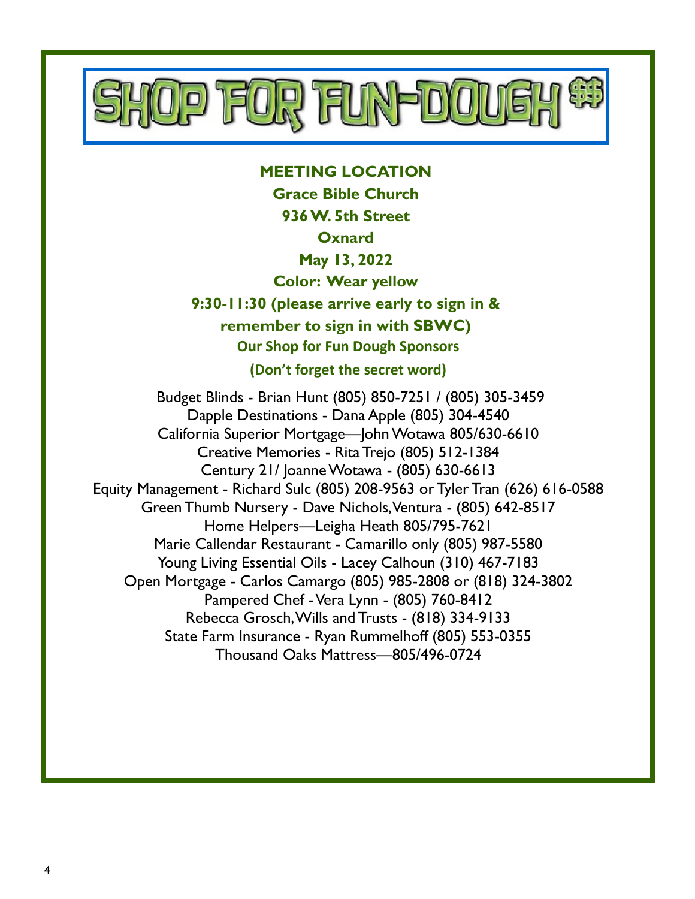# SHOP FOR FUN-DOUGH $$

**MEETING LOCATION**

**Grace Bible Church**

**936 W. 5th Street**

**Oxnard**

**May 13, 2022**

**Color: Wear yellow**

**9:30-11:30 (please arrive early to sign in & remember to sign in with SBWC)**

**Our Shop for Fun Dough Sponsors**

**(Don't forget the secret word)**

Budget Blinds - Brian Hunt (805) 850-7251 / (805) 305-3459
Dapple Destinations - Dana Apple (805) 304-4540
California Superior Mortgage—John Wotawa 805/630-6610
Creative Memories - Rita Trejo (805) 512-1384
Century 21/ Joanne Wotawa - (805) 630-6613
Equity Management - Richard Sulc (805) 208-9563 or Tyler Tran (626) 616-0588
Green Thumb Nursery - Dave Nichols, Ventura - (805) 642-8517
Home Helpers—Leigha Heath 805/795-7621
Marie Callendar Restaurant - Camarillo only (805) 987-5580
Young Living Essential Oils - Lacey Calhoun (310) 467-7183
Open Mortgage - Carlos Camargo (805) 985-2808 or (818) 324-3802
Pampered Chef - Vera Lynn - (805) 760-8412
Rebecca Grosch, Wills and Trusts - (818) 334-9133
State Farm Insurance - Ryan Rummelhoff (805) 553-0355
Thousand Oaks Mattress—805/496-0724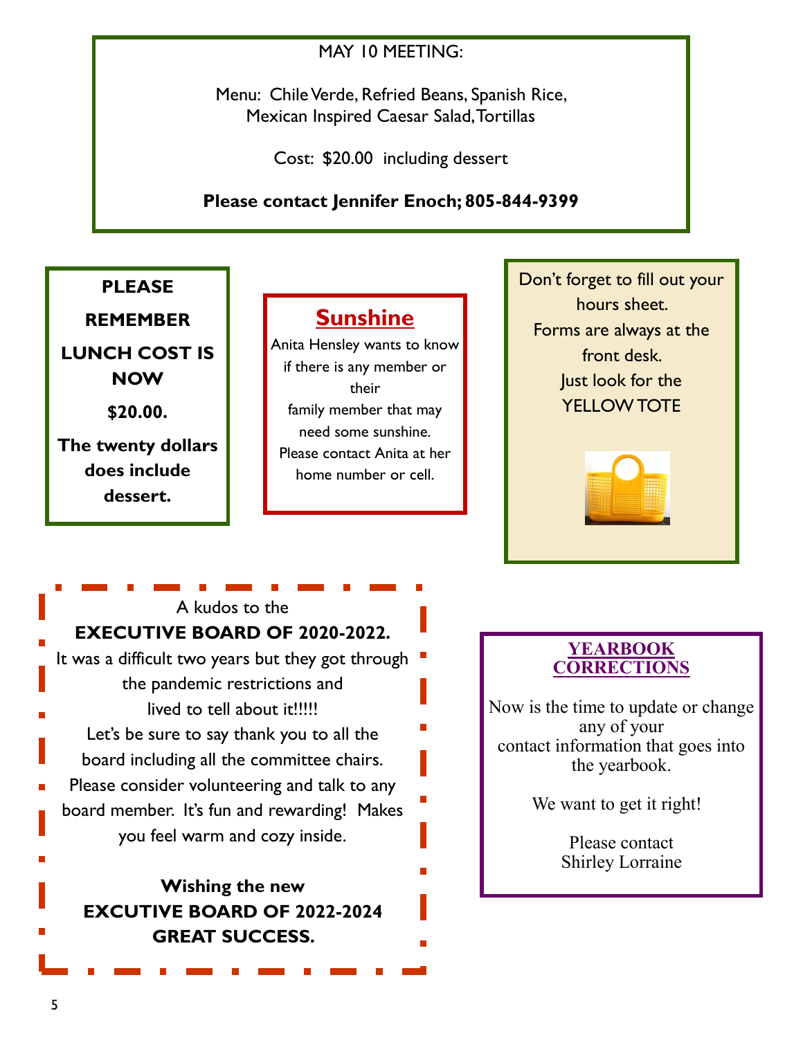MAY 10 MEETING:

Menu: Chile Verde, Refried Beans, Spanish Rice, Mexican Inspired Caesar Salad, Tortillas

Cost: $20.00 including dessert

**Please contact Jennifer Enoch; 805-844-9399**

**PLEASE REMEMBER LUNCH COST IS NOW $20.00.**

**The twenty dollars does include dessert.**

## Sunshine

Anita Hensley wants to know if there is any member or their family member that may need some sunshine. Please contact Anita at her home number or cell.

Don't forget to fill out your hours sheet.
Forms are always at the front desk.
Just look for the YELLOW TOTE

A kudos to the

**EXECUTIVE BOARD OF 2020-2022.**

It was a difficult two years but they got through the pandemic restrictions and lived to tell about it!!!!!
Let's be sure to say thank you to all the board including all the committee chairs.
Please consider volunteering and talk to any board member. It's fun and rewarding! Makes you feel warm and cozy inside.

**Wishing the new EXCUTIVE BOARD OF 2022-2024 GREAT SUCCESS.**

## YEARBOOK CORRECTIONS

Now is the time to update or change any of your contact information that goes into the yearbook.

We want to get it right!

Please contact Shirley Lorraine